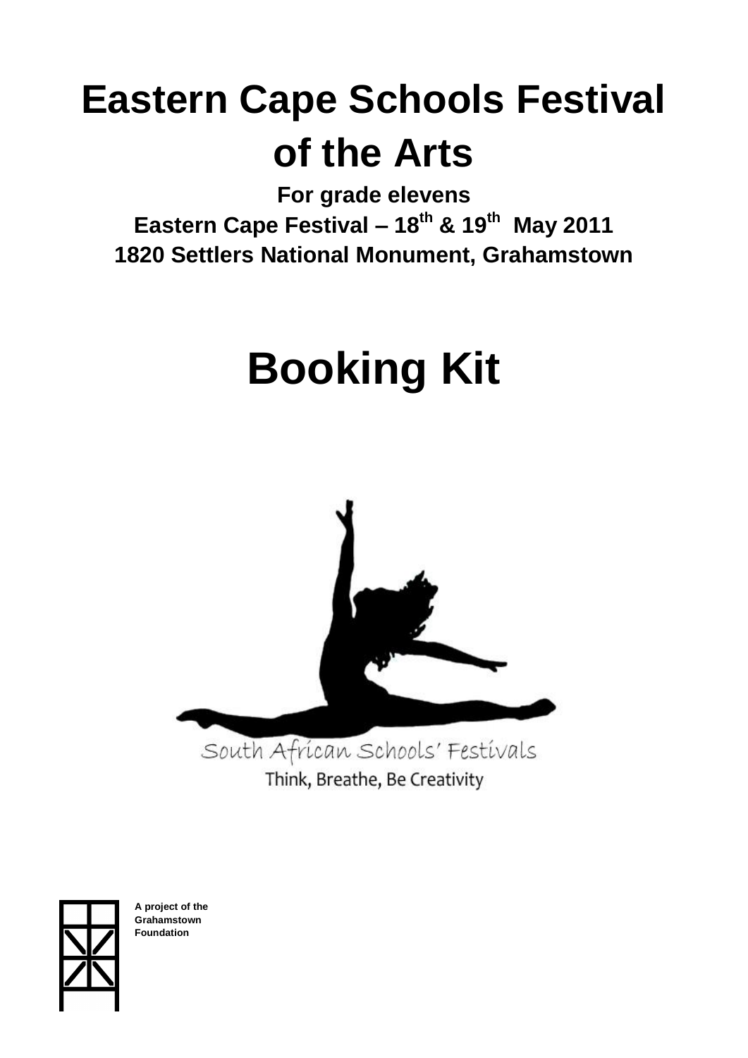# Eastern Cape Schools Festival of the Arts

**For grade elevens**

**Eastern Cape Festival – 18th & 19th May 2011**

**1820 Settlers National Monument, Grahamstown**

# Booking Kit

South African Schools' Festivals

Think, Breathe, Be Creativity

**A project of the Grahamstown Foundation**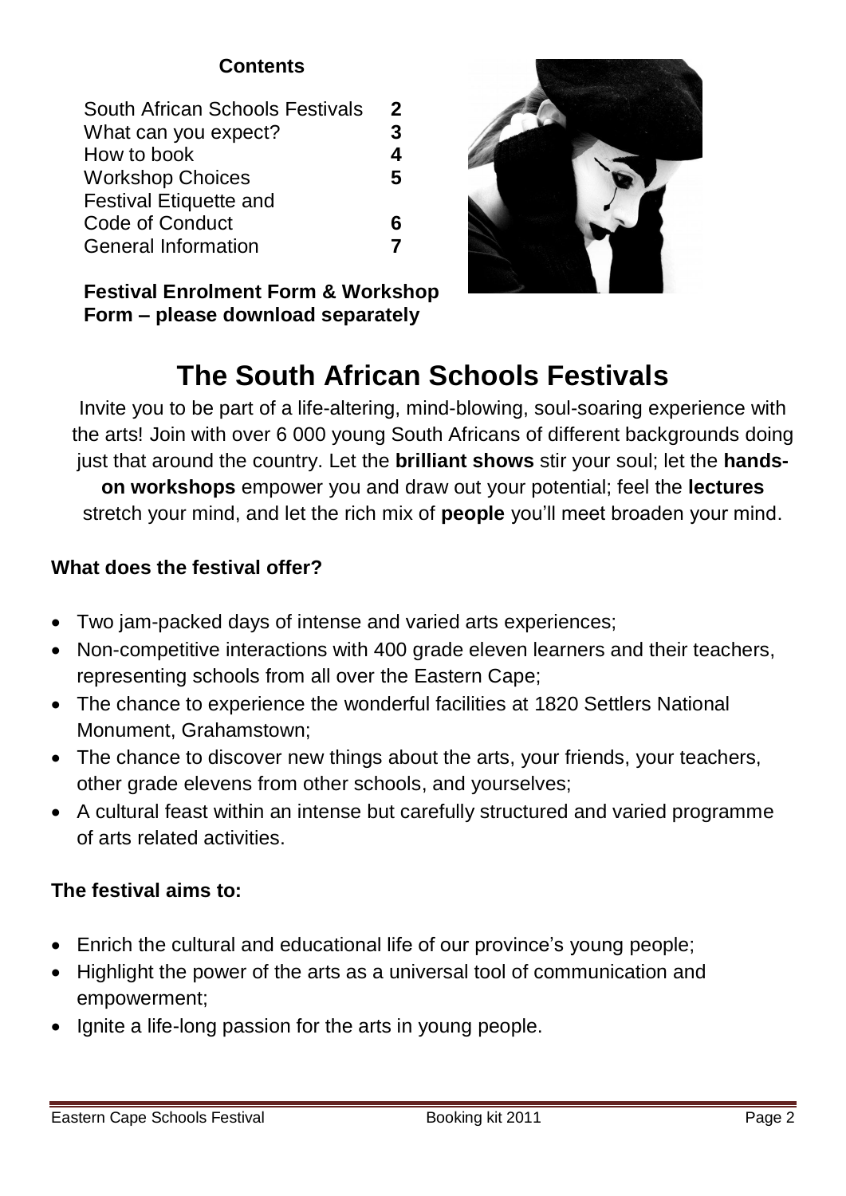**Contents**

| | |
|---|---|
| South African Schools Festivals | **2** |
| What can you expect? | **3** |
| How to book | **4** |
| Workshop Choices | **5** |
| Festival Etiquette and Code of Conduct | **6** |
| General Information | **7** |

**Festival Enrolment Form & Workshop Form – please download separately**

# The South African Schools Festivals

Invite you to be part of a life-altering, mind-blowing, soul-soaring experience with the arts! Join with over 6 000 young South Africans of different backgrounds doing just that around the country. Let the **brilliant shows** stir your soul; let the **hands-on workshops** empower you and draw out your potential; feel the **lectures** stretch your mind, and let the rich mix of **people** you'll meet broaden your mind.

### What does the festival offer?

- Two jam-packed days of intense and varied arts experiences;
- Non-competitive interactions with 400 grade eleven learners and their teachers, representing schools from all over the Eastern Cape;
- The chance to experience the wonderful facilities at 1820 Settlers National Monument, Grahamstown;
- The chance to discover new things about the arts, your friends, your teachers, other grade elevens from other schools, and yourselves;
- A cultural feast within an intense but carefully structured and varied programme of arts related activities.

### The festival aims to:

- Enrich the cultural and educational life of our province's young people;
- Highlight the power of the arts as a universal tool of communication and empowerment;
- Ignite a life-long passion for the arts in young people.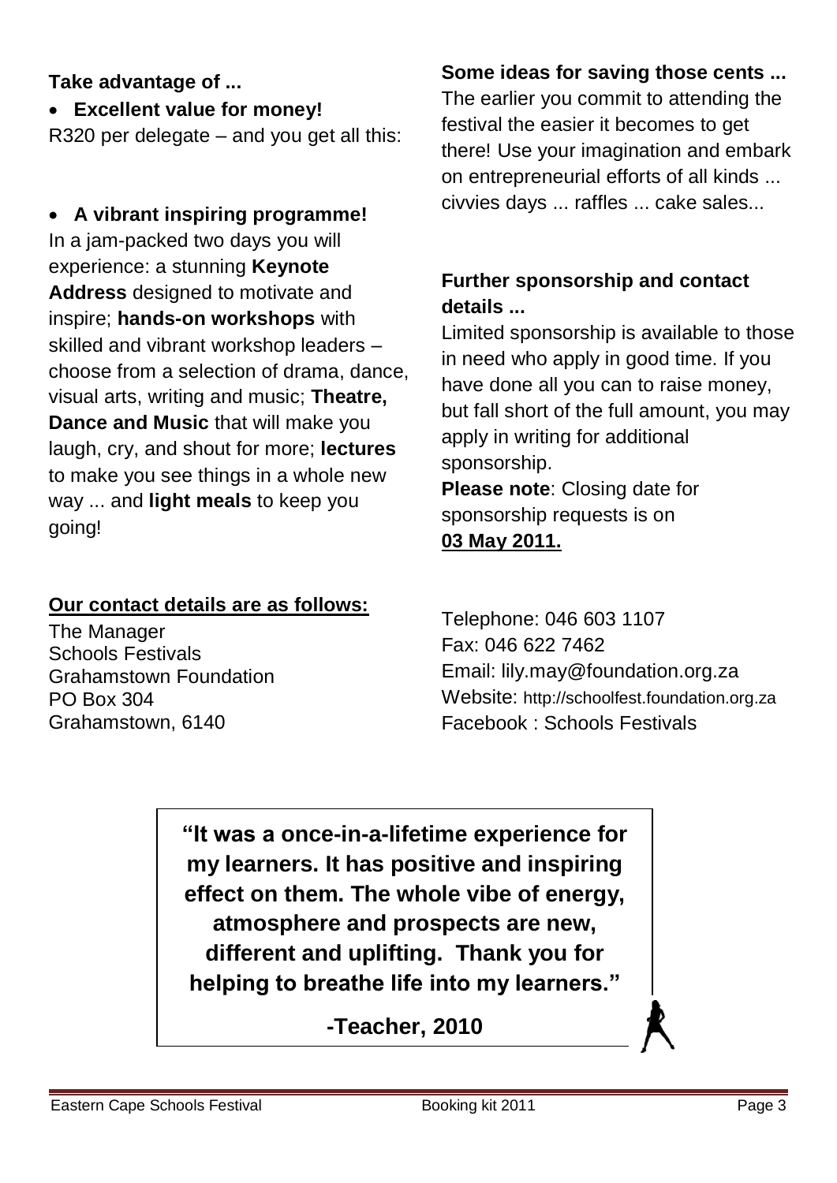**Take advantage of ...**

- **Excellent value for money!**

R320 per delegate – and you get all this:

- **A vibrant inspiring programme!**

In a jam-packed two days you will experience: a stunning **Keynote Address** designed to motivate and inspire; **hands-on workshops** with skilled and vibrant workshop leaders – choose from a selection of drama, dance, visual arts, writing and music; **Theatre, Dance and Music** that will make you laugh, cry, and shout for more; **lectures** to make you see things in a whole new way ... and **light meals** to keep you going!

**Some ideas for saving those cents ...**

The earlier you commit to attending the festival the easier it becomes to get there! Use your imagination and embark on entrepreneurial efforts of all kinds ... civvies days ... raffles ... cake sales...

**Further sponsorship and contact details ...**

Limited sponsorship is available to those in need who apply in good time. If you have done all you can to raise money, but fall short of the full amount, you may apply in writing for additional sponsorship.

**Please note**: Closing date for sponsorship requests is on **03 May 2011.**

**Our contact details are as follows:**

The Manager
Schools Festivals
Grahamstown Foundation
PO Box 304
Grahamstown, 6140

Telephone: 046 603 1107
Fax: 046 622 7462
Email: lily.may@foundation.org.za
Website: http://schoolfest.foundation.org.za
Facebook : Schools Festivals

**"It was a once-in-a-lifetime experience for my learners. It has positive and inspiring effect on them. The whole vibe of energy, atmosphere and prospects are new, different and uplifting. Thank you for helping to breathe life into my learners."**

**-Teacher, 2010**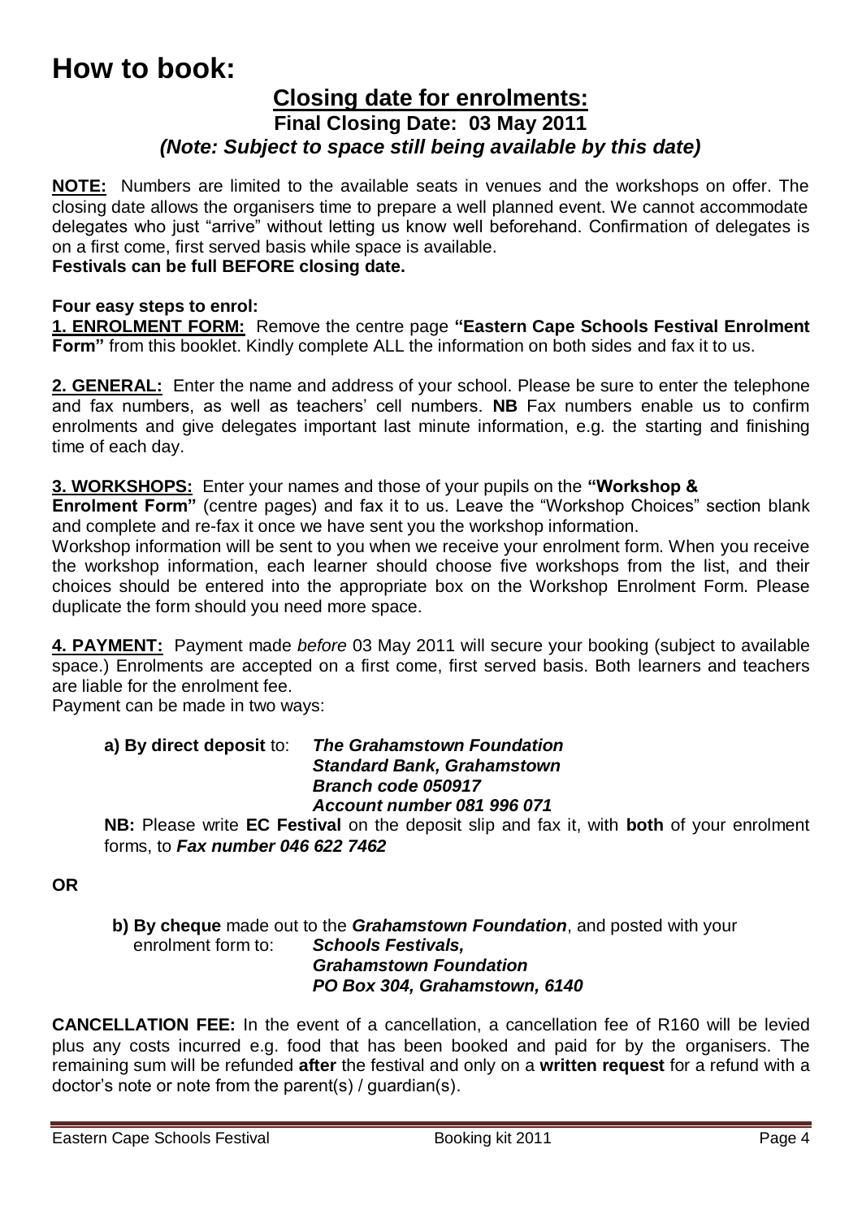# How to book:

## Closing date for enrolments:

### Final Closing Date: 03 May 2011

### *(Note: Subject to space still being available by this date)*

**NOTE:** Numbers are limited to the available seats in venues and the workshops on offer. The closing date allows the organisers time to prepare a well planned event. We cannot accommodate delegates who just "arrive" without letting us know well beforehand. Confirmation of delegates is on a first come, first served basis while space is available.
**Festivals can be full BEFORE closing date.**

**Four easy steps to enrol:**

**1. ENROLMENT FORM:** Remove the centre page **"Eastern Cape Schools Festival Enrolment Form"** from this booklet. Kindly complete ALL the information on both sides and fax it to us.

**2. GENERAL:** Enter the name and address of your school. Please be sure to enter the telephone and fax numbers, as well as teachers' cell numbers. **NB** Fax numbers enable us to confirm enrolments and give delegates important last minute information, e.g. the starting and finishing time of each day.

**3. WORKSHOPS:** Enter your names and those of your pupils on the **"Workshop & Enrolment Form"** (centre pages) and fax it to us. Leave the "Workshop Choices" section blank and complete and re-fax it once we have sent you the workshop information.
Workshop information will be sent to you when we receive your enrolment form. When you receive the workshop information, each learner should choose five workshops from the list, and their choices should be entered into the appropriate box on the Workshop Enrolment Form. Please duplicate the form should you need more space.

**4. PAYMENT:** Payment made *before* 03 May 2011 will secure your booking (subject to available space.) Enrolments are accepted on a first come, first served basis. Both learners and teachers are liable for the enrolment fee.
Payment can be made in two ways:

**a) By direct deposit** to: ***The Grahamstown Foundation***
***Standard Bank, Grahamstown***
***Branch code 050917***
***Account number 081 996 071***

**NB:** Please write **EC Festival** on the deposit slip and fax it, with **both** of your enrolment forms, to ***Fax number 046 622 7462***

**OR**

**b) By cheque** made out to the ***Grahamstown Foundation***, and posted with your enrolment form to: ***Schools Festivals,***
***Grahamstown Foundation***
***PO Box 304, Grahamstown, 6140***

**CANCELLATION FEE:** In the event of a cancellation, a cancellation fee of R160 will be levied plus any costs incurred e.g. food that has been booked and paid for by the organisers. The remaining sum will be refunded **after** the festival and only on a **written request** for a refund with a doctor's note or note from the parent(s) / guardian(s).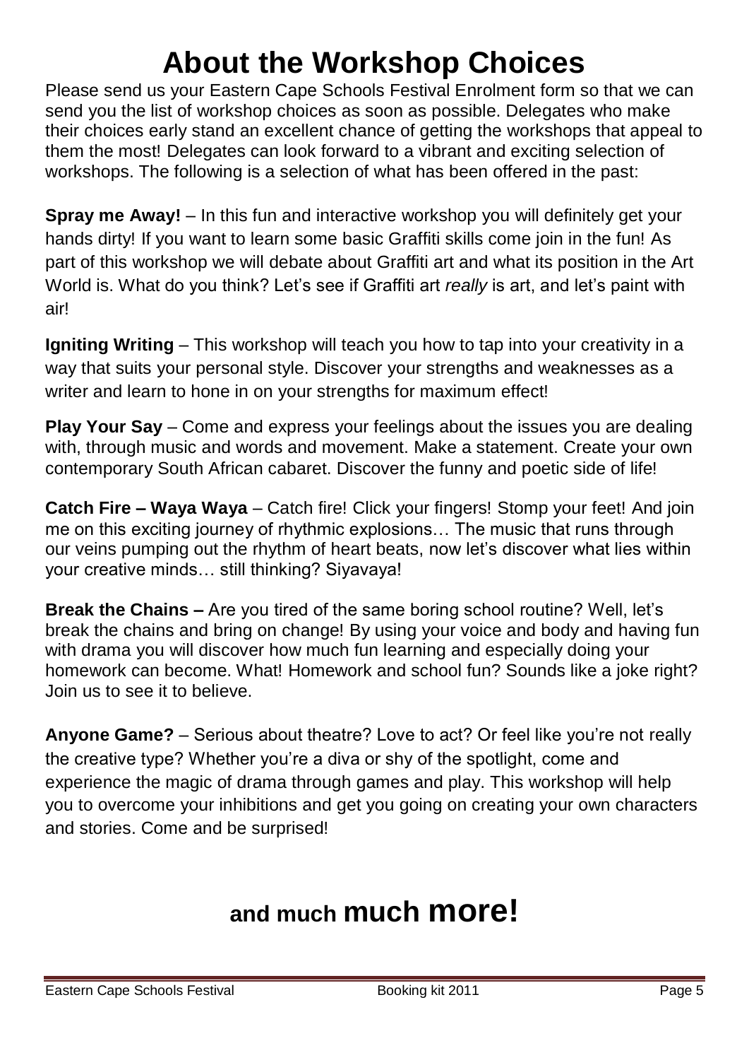# About the Workshop Choices

Please send us your Eastern Cape Schools Festival Enrolment form so that we can send you the list of workshop choices as soon as possible. Delegates who make their choices early stand an excellent chance of getting the workshops that appeal to them the most! Delegates can look forward to a vibrant and exciting selection of workshops. The following is a selection of what has been offered in the past:

**Spray me Away!** – In this fun and interactive workshop you will definitely get your hands dirty! If you want to learn some basic Graffiti skills come join in the fun! As part of this workshop we will debate about Graffiti art and what its position in the Art World is. What do you think? Let's see if Graffiti art *really* is art, and let's paint with air!

**Igniting Writing** – This workshop will teach you how to tap into your creativity in a way that suits your personal style. Discover your strengths and weaknesses as a writer and learn to hone in on your strengths for maximum effect!

**Play Your Say** – Come and express your feelings about the issues you are dealing with, through music and words and movement. Make a statement. Create your own contemporary South African cabaret. Discover the funny and poetic side of life!

**Catch Fire – Waya Waya** – Catch fire! Click your fingers! Stomp your feet! And join me on this exciting journey of rhythmic explosions… The music that runs through our veins pumping out the rhythm of heart beats, now let's discover what lies within your creative minds… still thinking? Siyavaya!

**Break the Chains –** Are you tired of the same boring school routine? Well, let's break the chains and bring on change! By using your voice and body and having fun with drama you will discover how much fun learning and especially doing your homework can become. What! Homework and school fun? Sounds like a joke right? Join us to see it to believe.

**Anyone Game?** – Serious about theatre? Love to act? Or feel like you're not really the creative type? Whether you're a diva or shy of the spotlight, come and experience the magic of drama through games and play. This workshop will help you to overcome your inhibitions and get you going on creating your own characters and stories. Come and be surprised!

## and much much more!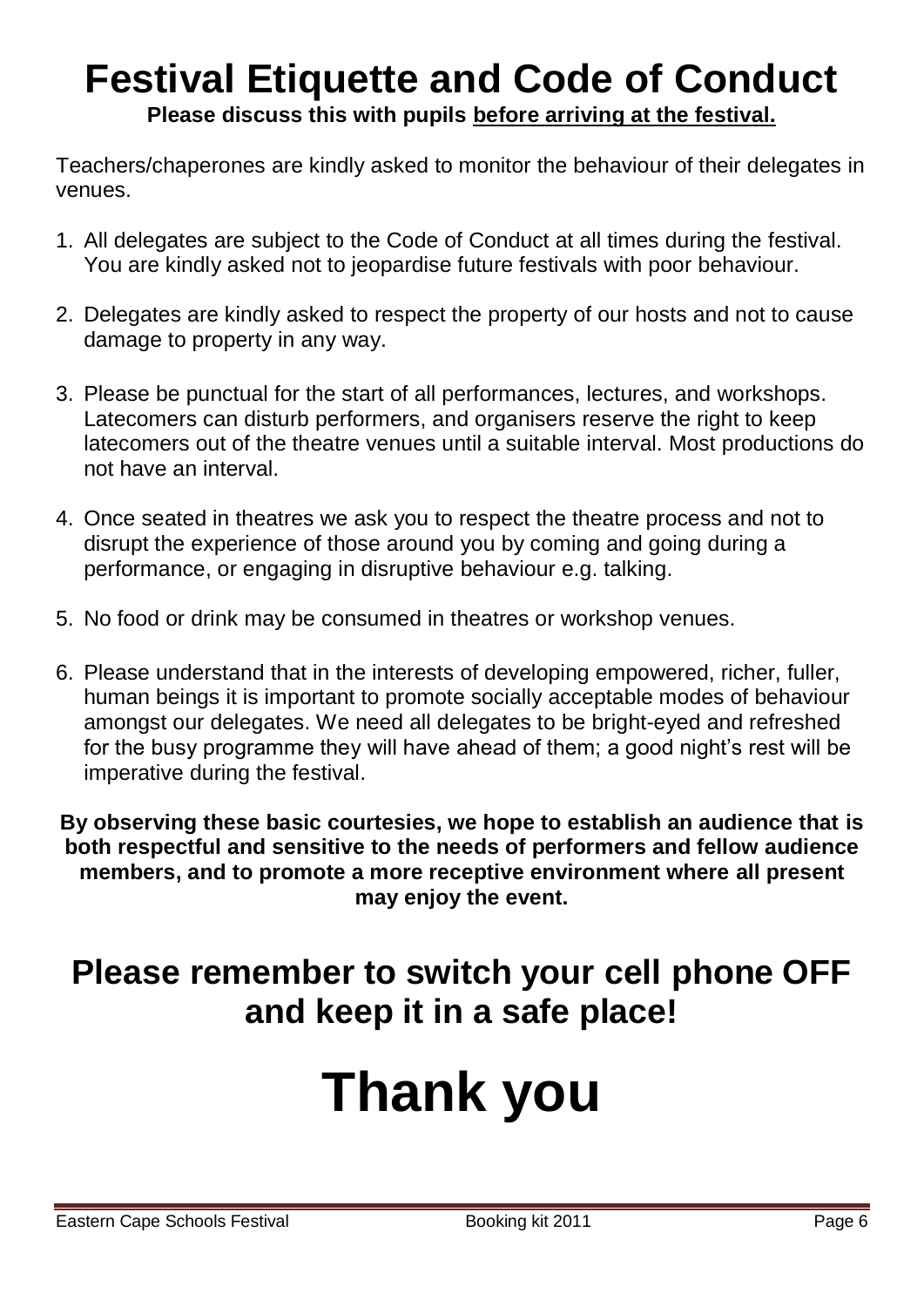# Festival Etiquette and Code of Conduct

**Please discuss this with pupils before arriving at the festival.**

Teachers/chaperones are kindly asked to monitor the behaviour of their delegates in venues.

1. All delegates are subject to the Code of Conduct at all times during the festival. You are kindly asked not to jeopardise future festivals with poor behaviour.
2. Delegates are kindly asked to respect the property of our hosts and not to cause damage to property in any way.
3. Please be punctual for the start of all performances, lectures, and workshops. Latecomers can disturb performers, and organisers reserve the right to keep latecomers out of the theatre venues until a suitable interval. Most productions do not have an interval.
4. Once seated in theatres we ask you to respect the theatre process and not to disrupt the experience of those around you by coming and going during a performance, or engaging in disruptive behaviour e.g. talking.
5. No food or drink may be consumed in theatres or workshop venues.
6. Please understand that in the interests of developing empowered, richer, fuller, human beings it is important to promote socially acceptable modes of behaviour amongst our delegates. We need all delegates to be bright-eyed and refreshed for the busy programme they will have ahead of them; a good night's rest will be imperative during the festival.

**By observing these basic courtesies, we hope to establish an audience that is both respectful and sensitive to the needs of performers and fellow audience members, and to promote a more receptive environment where all present may enjoy the event.**

## Please remember to switch your cell phone OFF and keep it in a safe place!

# Thank you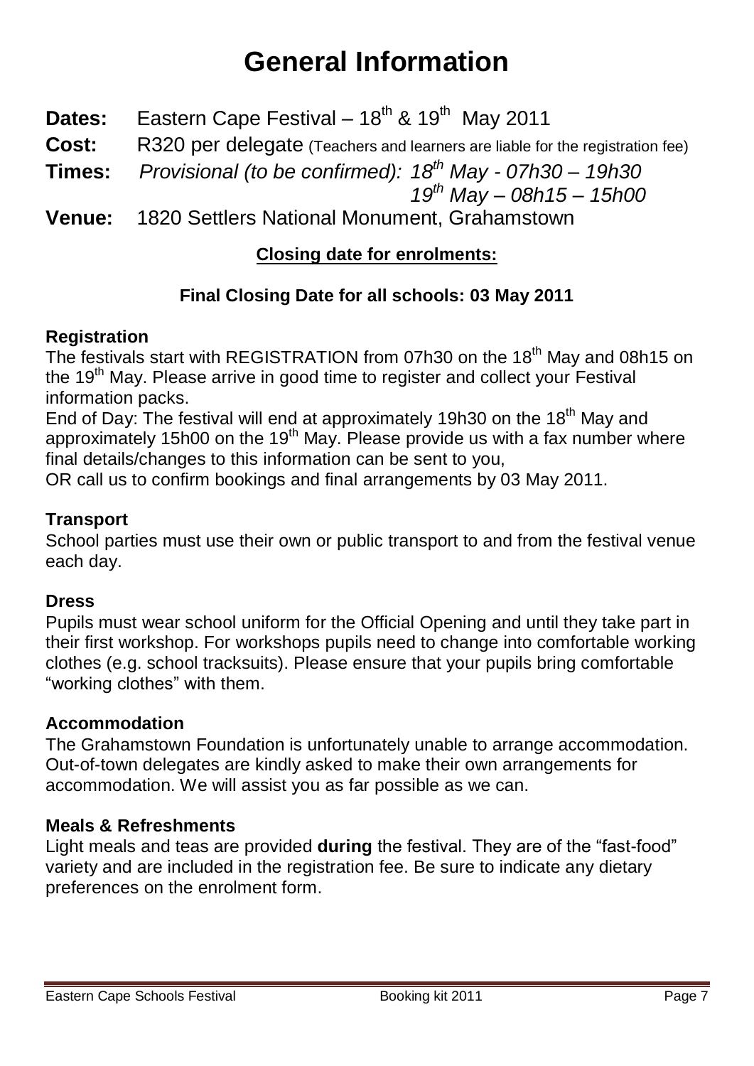# General Information

**Dates:** Eastern Cape Festival – 18th & 19th May 2011

**Cost:** R320 per delegate (Teachers and learners are liable for the registration fee)

**Times:** *Provisional (to be confirmed): 18th May - 07h30 – 19h30*
*19th May – 08h15 – 15h00*

**Venue:** 1820 Settlers National Monument, Grahamstown

**Closing date for enrolments:**

**Final Closing Date for all schools: 03 May 2011**

**Registration**

The festivals start with REGISTRATION from 07h30 on the 18th May and 08h15 on the 19th May. Please arrive in good time to register and collect your Festival information packs.

End of Day: The festival will end at approximately 19h30 on the 18th May and approximately 15h00 on the 19th May. Please provide us with a fax number where final details/changes to this information can be sent to you,

OR call us to confirm bookings and final arrangements by 03 May 2011.

**Transport**

School parties must use their own or public transport to and from the festival venue each day.

**Dress**

Pupils must wear school uniform for the Official Opening and until they take part in their first workshop. For workshops pupils need to change into comfortable working clothes (e.g. school tracksuits). Please ensure that your pupils bring comfortable "working clothes" with them.

**Accommodation**

The Grahamstown Foundation is unfortunately unable to arrange accommodation. Out-of-town delegates are kindly asked to make their own arrangements for accommodation. We will assist you as far possible as we can.

**Meals & Refreshments**

Light meals and teas are provided **during** the festival. They are of the "fast-food" variety and are included in the registration fee. Be sure to indicate any dietary preferences on the enrolment form.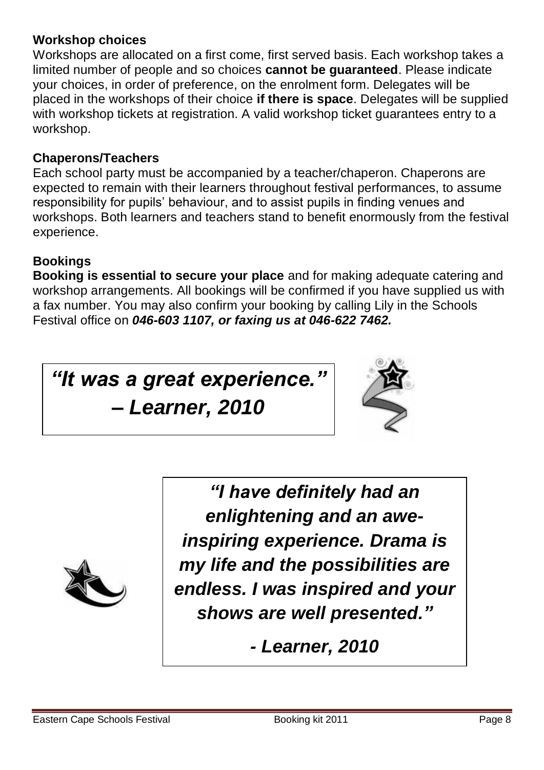**Workshop choices**

Workshops are allocated on a first come, first served basis. Each workshop takes a limited number of people and so choices **cannot be guaranteed**. Please indicate your choices, in order of preference, on the enrolment form. Delegates will be placed in the workshops of their choice **if there is space**. Delegates will be supplied with workshop tickets at registration. A valid workshop ticket guarantees entry to a workshop.

**Chaperons/Teachers**

Each school party must be accompanied by a teacher/chaperon. Chaperons are expected to remain with their learners throughout festival performances, to assume responsibility for pupils' behaviour, and to assist pupils in finding venues and workshops. Both learners and teachers stand to benefit enormously from the festival experience.

**Bookings**

**Booking is essential to secure your place** and for making adequate catering and workshop arrangements. All bookings will be confirmed if you have supplied us with a fax number. You may also confirm your booking by calling Lily in the Schools Festival office on ***046-603 1107, or faxing us at 046-622 7462.***

***"It was a great experience." – Learner, 2010***

***"I have definitely had an enlightening and an awe-inspiring experience. Drama is my life and the possibilities are endless. I was inspired and your shows are well presented."***

***- Learner, 2010***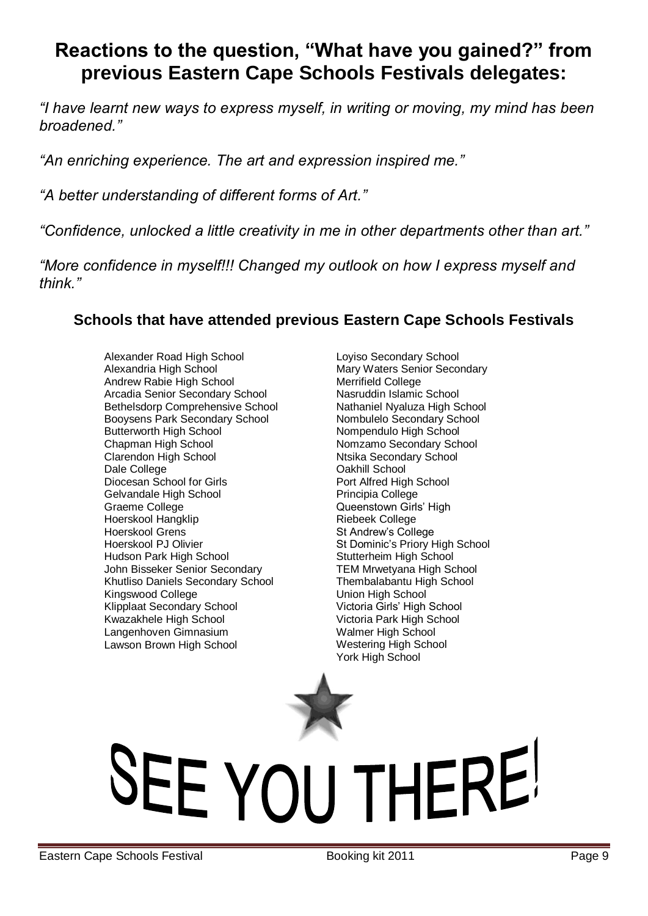# Reactions to the question, "What have you gained?" from previous Eastern Cape Schools Festivals delegates:

*"I have learnt new ways to express myself, in writing or moving, my mind has been broadened."*

*"An enriching experience. The art and expression inspired me."*

*"A better understanding of different forms of Art."*

*"Confidence, unlocked a little creativity in me in other departments other than art."*

*"More confidence in myself!!! Changed my outlook on how I express myself and think."*

## Schools that have attended previous Eastern Cape Schools Festivals

Alexander Road High School
Alexandria High School
Andrew Rabie High School
Arcadia Senior Secondary School
Bethelsdorp Comprehensive School
Booysens Park Secondary School
Butterworth High School
Chapman High School
Clarendon High School
Dale College
Diocesan School for Girls
Gelvandale High School
Graeme College
Hoerskool Hangklip
Hoerskool Grens
Hoerskool PJ Olivier
Hudson Park High School
John Bisseker Senior Secondary
Khutliso Daniels Secondary School
Kingswood College
Klipplaat Secondary School
Kwazakhele High School
Langenhoven Gimnasium
Lawson Brown High School
Loyiso Secondary School
Mary Waters Senior Secondary
Merrifield College
Nasruddin Islamic School
Nathaniel Nyaluza High School
Nombulelo Secondary School
Nompendulo High School
Nomzamo Secondary School
Ntsika Secondary School
Oakhill School
Port Alfred High School
Principia College
Queenstown Girls' High
Riebeek College
St Andrew's College
St Dominic's Priory High School
Stutterheim High School
TEM Mrwetyana High School
Thembalabantu High School
Union High School
Victoria Girls' High School
Victoria Park High School
Walmer High School
Westering High School
York High School

SEE YOU THERE!